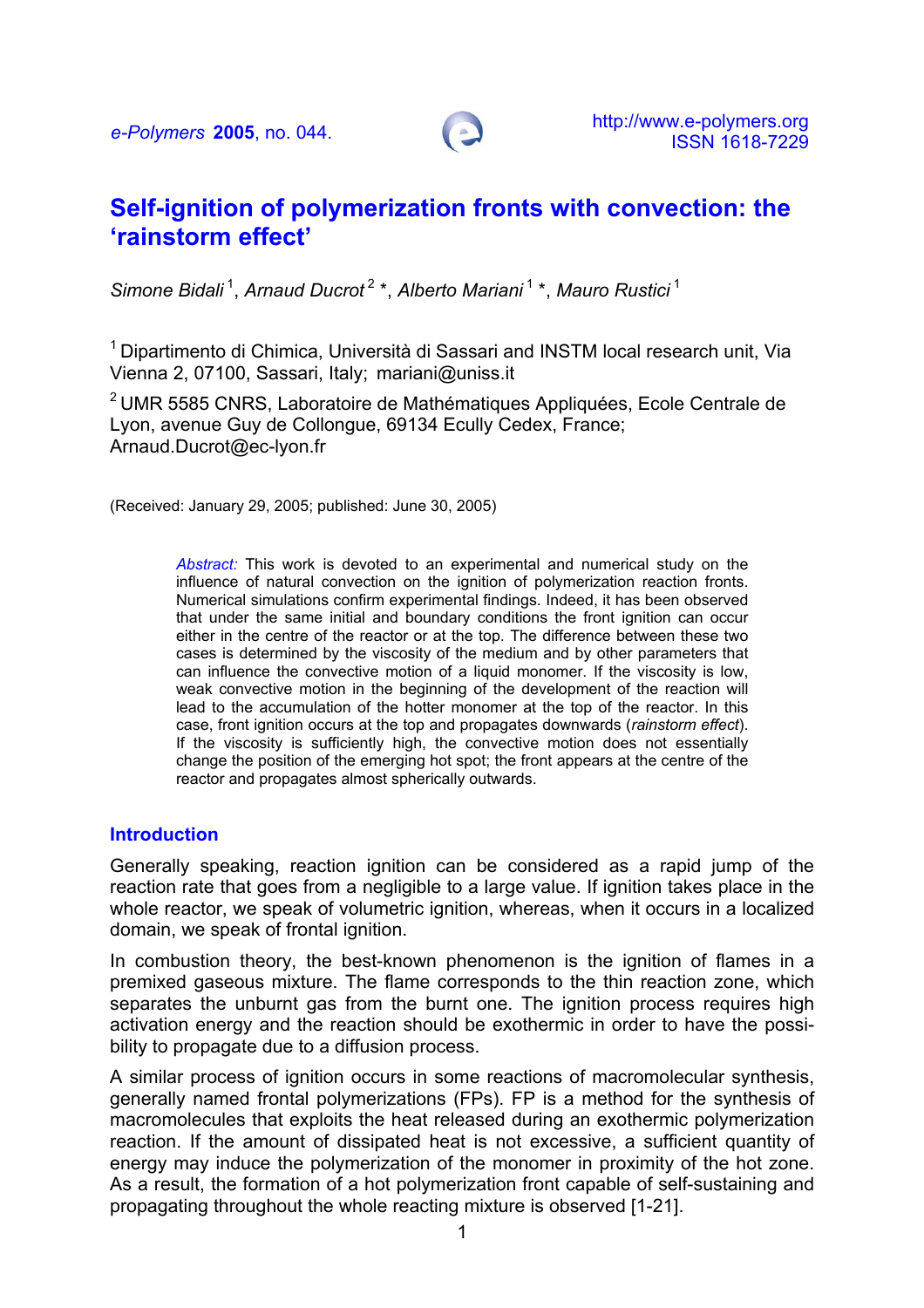e-Polymers **2005**, no. 044.

http://www.e-polymers.org
ISSN 1618-7229

# Self-ignition of polymerization fronts with convection: the 'rainstorm effect'

*Simone Bidali* [1], *Arnaud Ducrot* [2] *, *Alberto Mariani* [1] *, *Mauro Rustici* [1]

[1] Dipartimento di Chimica, Università di Sassari and INSTM local research unit, Via Vienna 2, 07100, Sassari, Italy; mariani@uniss.it

[2] UMR 5585 CNRS, Laboratoire de Mathématiques Appliquées, Ecole Centrale de Lyon, avenue Guy de Collongue, 69134 Ecully Cedex, France; Arnaud.Ducrot@ec-lyon.fr

(Received: January 29, 2005; published: June 30, 2005)

*Abstract:* This work is devoted to an experimental and numerical study on the influence of natural convection on the ignition of polymerization reaction fronts. Numerical simulations confirm experimental findings. Indeed, it has been observed that under the same initial and boundary conditions the front ignition can occur either in the centre of the reactor or at the top. The difference between these two cases is determined by the viscosity of the medium and by other parameters that can influence the convective motion of a liquid monomer. If the viscosity is low, weak convective motion in the beginning of the development of the reaction will lead to the accumulation of the hotter monomer at the top of the reactor. In this case, front ignition occurs at the top and propagates downwards (*rainstorm effect*). If the viscosity is sufficiently high, the convective motion does not essentially change the position of the emerging hot spot; the front appears at the centre of the reactor and propagates almost spherically outwards.

## Introduction

Generally speaking, reaction ignition can be considered as a rapid jump of the reaction rate that goes from a negligible to a large value. If ignition takes place in the whole reactor, we speak of volumetric ignition, whereas, when it occurs in a localized domain, we speak of frontal ignition.

In combustion theory, the best-known phenomenon is the ignition of flames in a premixed gaseous mixture. The flame corresponds to the thin reaction zone, which separates the unburnt gas from the burnt one. The ignition process requires high activation energy and the reaction should be exothermic in order to have the possibility to propagate due to a diffusion process.

A similar process of ignition occurs in some reactions of macromolecular synthesis, generally named frontal polymerizations (FPs). FP is a method for the synthesis of macromolecules that exploits the heat released during an exothermic polymerization reaction. If the amount of dissipated heat is not excessive, a sufficient quantity of energy may induce the polymerization of the monomer in proximity of the hot zone. As a result, the formation of a hot polymerization front capable of self-sustaining and propagating throughout the whole reacting mixture is observed [1-21].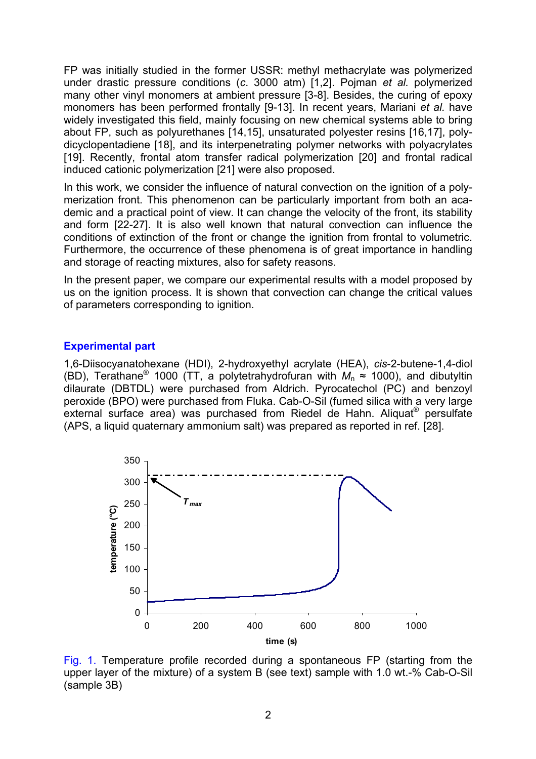FP was initially studied in the former USSR: methyl methacrylate was polymerized under drastic pressure conditions (*c.* 3000 atm) [1,2]. Pojman *et al.* polymerized many other vinyl monomers at ambient pressure [3-8]. Besides, the curing of epoxy monomers has been performed frontally [9-13]. In recent years, Mariani *et al.* have widely investigated this field, mainly focusing on new chemical systems able to bring about FP, such as polyurethanes [14,15], unsaturated polyester resins [16,17], polydicyclopentadiene [18], and its interpenetrating polymer networks with polyacrylates [19]. Recently, frontal atom transfer radical polymerization [20] and frontal radical induced cationic polymerization [21] were also proposed.

In this work, we consider the influence of natural convection on the ignition of a polymerization front. This phenomenon can be particularly important from both an academic and a practical point of view. It can change the velocity of the front, its stability and form [22-27]. It is also well known that natural convection can influence the conditions of extinction of the front or change the ignition from frontal to volumetric. Furthermore, the occurrence of these phenomena is of great importance in handling and storage of reacting mixtures, also for safety reasons.

In the present paper, we compare our experimental results with a model proposed by us on the ignition process. It is shown that convection can change the critical values of parameters corresponding to ignition.

## Experimental part

1,6-Diisocyanatohexane (HDI), 2-hydroxyethyl acrylate (HEA), *cis*-2-butene-1,4-diol (BD), Terathane® 1000 (TT, a polytetrahydrofuran with $M_n \approx 1000$), and dibutyltin dilaurate (DBTDL) were purchased from Aldrich. Pyrocatechol (PC) and benzoyl peroxide (BPO) were purchased from Fluka. Cab-O-Sil (fumed silica with a very large external surface area) was purchased from Riedel de Hahn. Aliquat® persulfate (APS, a liquid quaternary ammonium salt) was prepared as reported in ref. [28].

Fig. 1. Temperature profile recorded during a spontaneous FP (starting from the upper layer of the mixture) of a system B (see text) sample with 1.0 wt.-% Cab-O-Sil (sample 3B)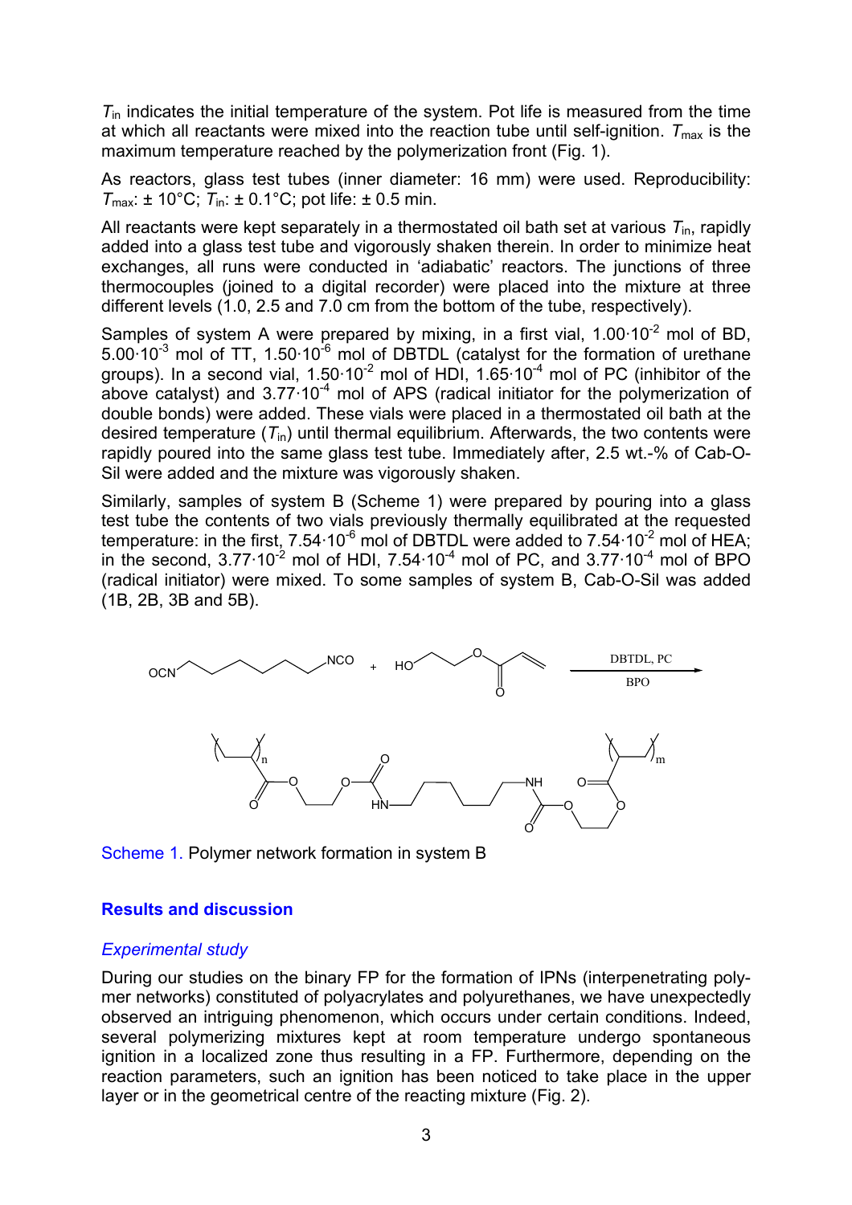$T_{in}$ indicates the initial temperature of the system. Pot life is measured from the time at which all reactants were mixed into the reaction tube until self-ignition. $T_{max}$ is the maximum temperature reached by the polymerization front (Fig. 1).

As reactors, glass test tubes (inner diameter: 16 mm) were used. Reproducibility: $T_{max}$: ± 10°C; $T_{in}$: ± 0.1°C; pot life: ± 0.5 min.

All reactants were kept separately in a thermostated oil bath set at various $T_{in}$, rapidly added into a glass test tube and vigorously shaken therein. In order to minimize heat exchanges, all runs were conducted in 'adiabatic' reactors. The junctions of three thermocouples (joined to a digital recorder) were placed into the mixture at three different levels (1.0, 2.5 and 7.0 cm from the bottom of the tube, respectively).

Samples of system A were prepared by mixing, in a first vial, $1.00 \cdot 10^{-2}$ mol of BD, $5.00 \cdot 10^{-3}$ mol of TT, $1.50 \cdot 10^{-6}$ mol of DBTDL (catalyst for the formation of urethane groups). In a second vial, $1.50 \cdot 10^{-2}$ mol of HDI, $1.65 \cdot 10^{-4}$ mol of PC (inhibitor of the above catalyst) and $3.77 \cdot 10^{-4}$ mol of APS (radical initiator for the polymerization of double bonds) were added. These vials were placed in a thermostated oil bath at the desired temperature ($T_{in}$) until thermal equilibrium. Afterwards, the two contents were rapidly poured into the same glass test tube. Immediately after, 2.5 wt.-% of Cab-O-Sil were added and the mixture was vigorously shaken.

Similarly, samples of system B (Scheme 1) were prepared by pouring into a glass test tube the contents of two vials previously thermally equilibrated at the requested temperature: in the first, $7.54 \cdot 10^{-6}$ mol of DBTDL were added to $7.54 \cdot 10^{-2}$ mol of HEA; in the second, $3.77 \cdot 10^{-2}$ mol of HDI, $7.54 \cdot 10^{-4}$ mol of PC, and $3.77 \cdot 10^{-4}$ mol of BPO (radical initiator) were mixed. To some samples of system B, Cab-O-Sil was added (1B, 2B, 3B and 5B).

Scheme 1. Polymer network formation in system B

## Results and discussion

### *Experimental study*

During our studies on the binary FP for the formation of IPNs (interpenetrating polymer networks) constituted of polyacrylates and polyurethanes, we have unexpectedly observed an intriguing phenomenon, which occurs under certain conditions. Indeed, several polymerizing mixtures kept at room temperature undergo spontaneous ignition in a localized zone thus resulting in a FP. Furthermore, depending on the reaction parameters, such an ignition has been noticed to take place in the upper layer or in the geometrical centre of the reacting mixture (Fig. 2).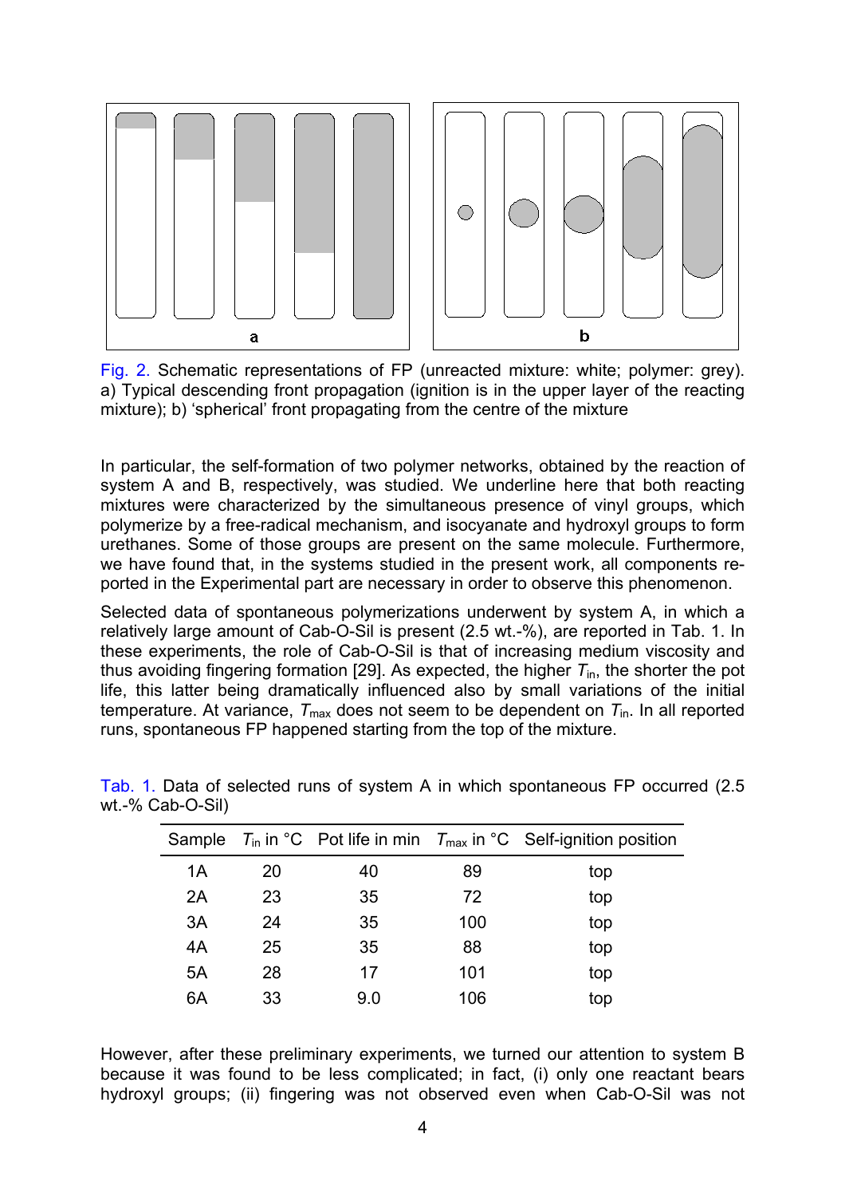Fig. 2. Schematic representations of FP (unreacted mixture: white; polymer: grey). a) Typical descending front propagation (ignition is in the upper layer of the reacting mixture); b) 'spherical' front propagating from the centre of the mixture

In particular, the self-formation of two polymer networks, obtained by the reaction of system A and B, respectively, was studied. We underline here that both reacting mixtures were characterized by the simultaneous presence of vinyl groups, which polymerize by a free-radical mechanism, and isocyanate and hydroxyl groups to form urethanes. Some of those groups are present on the same molecule. Furthermore, we have found that, in the systems studied in the present work, all components reported in the Experimental part are necessary in order to observe this phenomenon.

Selected data of spontaneous polymerizations underwent by system A, in which a relatively large amount of Cab-O-Sil is present (2.5 wt.-%), are reported in Tab. 1. In these experiments, the role of Cab-O-Sil is that of increasing medium viscosity and thus avoiding fingering formation [29]. As expected, the higher $T_{in}$, the shorter the pot life, this latter being dramatically influenced also by small variations of the initial temperature. At variance, $T_{max}$ does not seem to be dependent on $T_{in}$. In all reported runs, spontaneous FP happened starting from the top of the mixture.

Tab. 1. Data of selected runs of system A in which spontaneous FP occurred (2.5 wt.-% Cab-O-Sil)

| Sample | $T_{in}$ in °C | Pot life in min | $T_{max}$ in °C | Self-ignition position |
|---|---|---|---|---|
| 1A | 20 | 40 | 89 | top |
| 2A | 23 | 35 | 72 | top |
| 3A | 24 | 35 | 100 | top |
| 4A | 25 | 35 | 88 | top |
| 5A | 28 | 17 | 101 | top |
| 6A | 33 | 9.0 | 106 | top |

However, after these preliminary experiments, we turned our attention to system B because it was found to be less complicated; in fact, (i) only one reactant bears hydroxyl groups; (ii) fingering was not observed even when Cab-O-Sil was not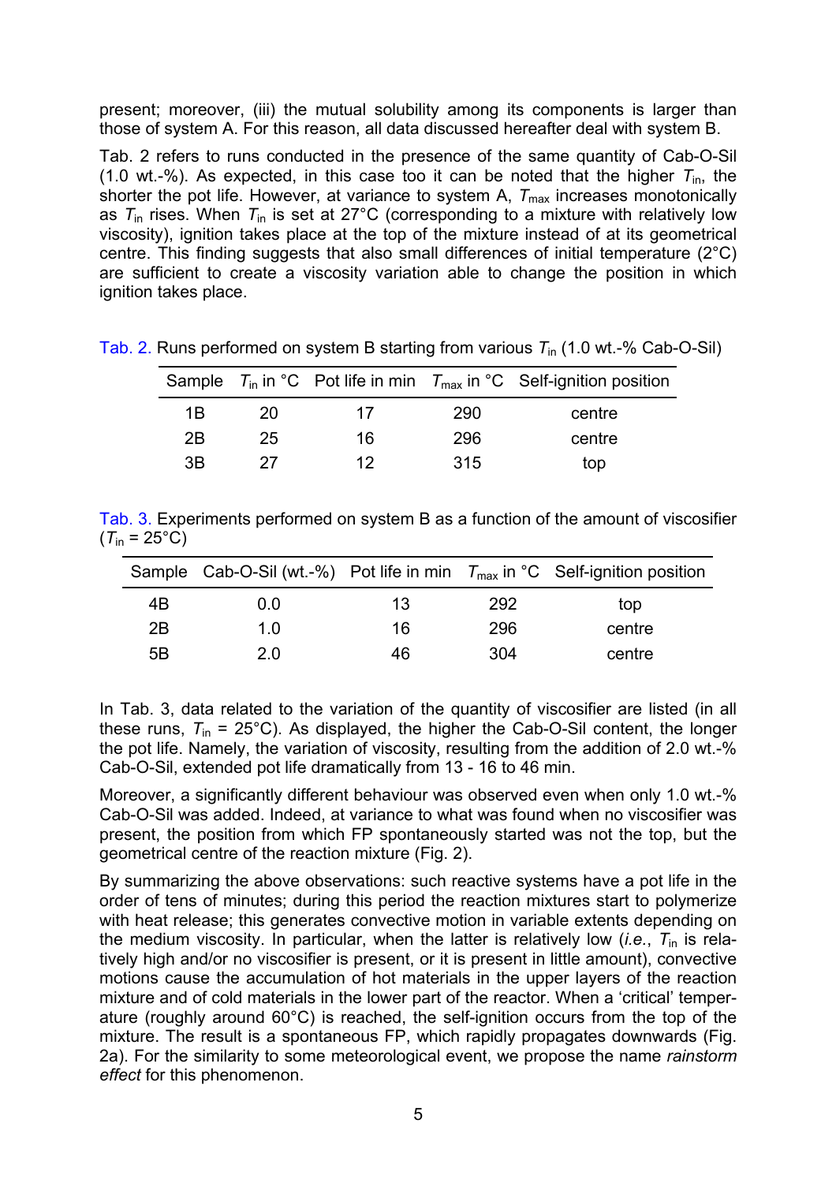present; moreover, (iii) the mutual solubility among its components is larger than those of system A. For this reason, all data discussed hereafter deal with system B.

Tab. 2 refers to runs conducted in the presence of the same quantity of Cab-O-Sil (1.0 wt.-%). As expected, in this case too it can be noted that the higher $T_{in}$, the shorter the pot life. However, at variance to system A, $T_{max}$ increases monotonically as $T_{in}$ rises. When $T_{in}$ is set at 27°C (corresponding to a mixture with relatively low viscosity), ignition takes place at the top of the mixture instead of at its geometrical centre. This finding suggests that also small differences of initial temperature (2°C) are sufficient to create a viscosity variation able to change the position in which ignition takes place.

Tab. 2. Runs performed on system B starting from various $T_{in}$ (1.0 wt.-% Cab-O-Sil)

| Sample | $T_{in}$ in °C | Pot life in min | $T_{max}$ in °C | Self-ignition position |
|---|---|---|---|---|
| 1B | 20 | 17 | 290 | centre |
| 2B | 25 | 16 | 296 | centre |
| 3B | 27 | 12 | 315 | top |

Tab. 3. Experiments performed on system B as a function of the amount of viscosifier ($T_{in}$ = 25°C)

| Sample | Cab-O-Sil (wt.-%) | Pot life in min | $T_{max}$ in °C | Self-ignition position |
|---|---|---|---|---|
| 4B | 0.0 | 13 | 292 | top |
| 2B | 1.0 | 16 | 296 | centre |
| 5B | 2.0 | 46 | 304 | centre |

In Tab. 3, data related to the variation of the quantity of viscosifier are listed (in all these runs, $T_{in}$ = 25°C). As displayed, the higher the Cab-O-Sil content, the longer the pot life. Namely, the variation of viscosity, resulting from the addition of 2.0 wt.-% Cab-O-Sil, extended pot life dramatically from 13 - 16 to 46 min.

Moreover, a significantly different behaviour was observed even when only 1.0 wt.-% Cab-O-Sil was added. Indeed, at variance to what was found when no viscosifier was present, the position from which FP spontaneously started was not the top, but the geometrical centre of the reaction mixture (Fig. 2).

By summarizing the above observations: such reactive systems have a pot life in the order of tens of minutes; during this period the reaction mixtures start to polymerize with heat release; this generates convective motion in variable extents depending on the medium viscosity. In particular, when the latter is relatively low (*i.e.*, $T_{in}$ is relatively high and/or no viscosifier is present, or it is present in little amount), convective motions cause the accumulation of hot materials in the upper layers of the reaction mixture and of cold materials in the lower part of the reactor. When a 'critical' temperature (roughly around 60°C) is reached, the self-ignition occurs from the top of the mixture. The result is a spontaneous FP, which rapidly propagates downwards (Fig. 2a). For the similarity to some meteorological event, we propose the name *rainstorm effect* for this phenomenon.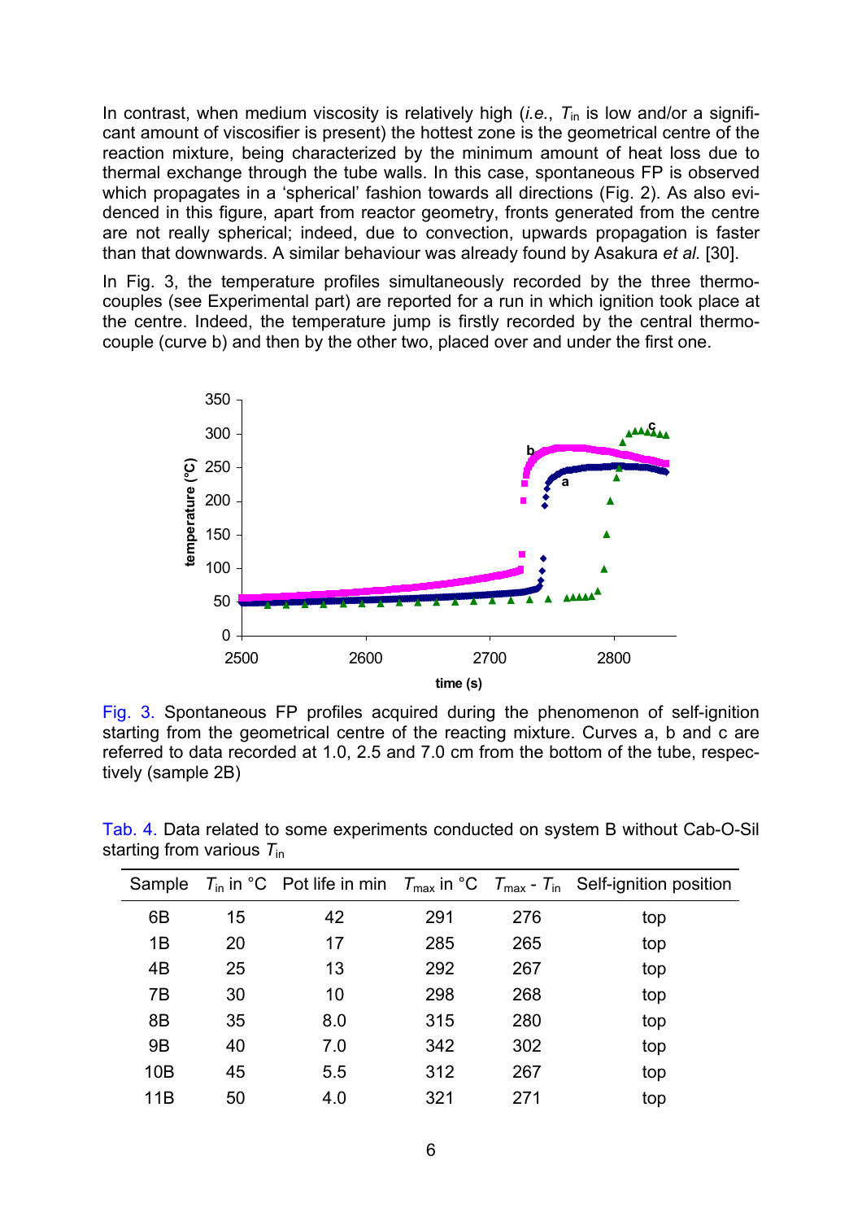In contrast, when medium viscosity is relatively high (*i.e.*, $T_{in}$ is low and/or a significant amount of viscosifier is present) the hottest zone is the geometrical centre of the reaction mixture, being characterized by the minimum amount of heat loss due to thermal exchange through the tube walls. In this case, spontaneous FP is observed which propagates in a 'spherical' fashion towards all directions (Fig. 2). As also evidenced in this figure, apart from reactor geometry, fronts generated from the centre are not really spherical; indeed, due to convection, upwards propagation is faster than that downwards. A similar behaviour was already found by Asakura *et al.* [30].

In Fig. 3, the temperature profiles simultaneously recorded by the three thermocouples (see Experimental part) are reported for a run in which ignition took place at the centre. Indeed, the temperature jump is firstly recorded by the central thermocouple (curve b) and then by the other two, placed over and under the first one.

Fig. 3. Spontaneous FP profiles acquired during the phenomenon of self-ignition starting from the geometrical centre of the reacting mixture. Curves a, b and c are referred to data recorded at 1.0, 2.5 and 7.0 cm from the bottom of the tube, respectively (sample 2B)

Tab. 4. Data related to some experiments conducted on system B without Cab-O-Sil starting from various $T_{in}$

| Sample | $T_{in}$ in °C | Pot life in min | $T_{max}$ in °C | $T_{max}$ - $T_{in}$ | Self-ignition position |
|---|---|---|---|---|---|
| 6B | 15 | 42 | 291 | 276 | top |
| 1B | 20 | 17 | 285 | 265 | top |
| 4B | 25 | 13 | 292 | 267 | top |
| 7B | 30 | 10 | 298 | 268 | top |
| 8B | 35 | 8.0 | 315 | 280 | top |
| 9B | 40 | 7.0 | 342 | 302 | top |
| 10B | 45 | 5.5 | 312 | 267 | top |
| 11B | 50 | 4.0 | 321 | 271 | top |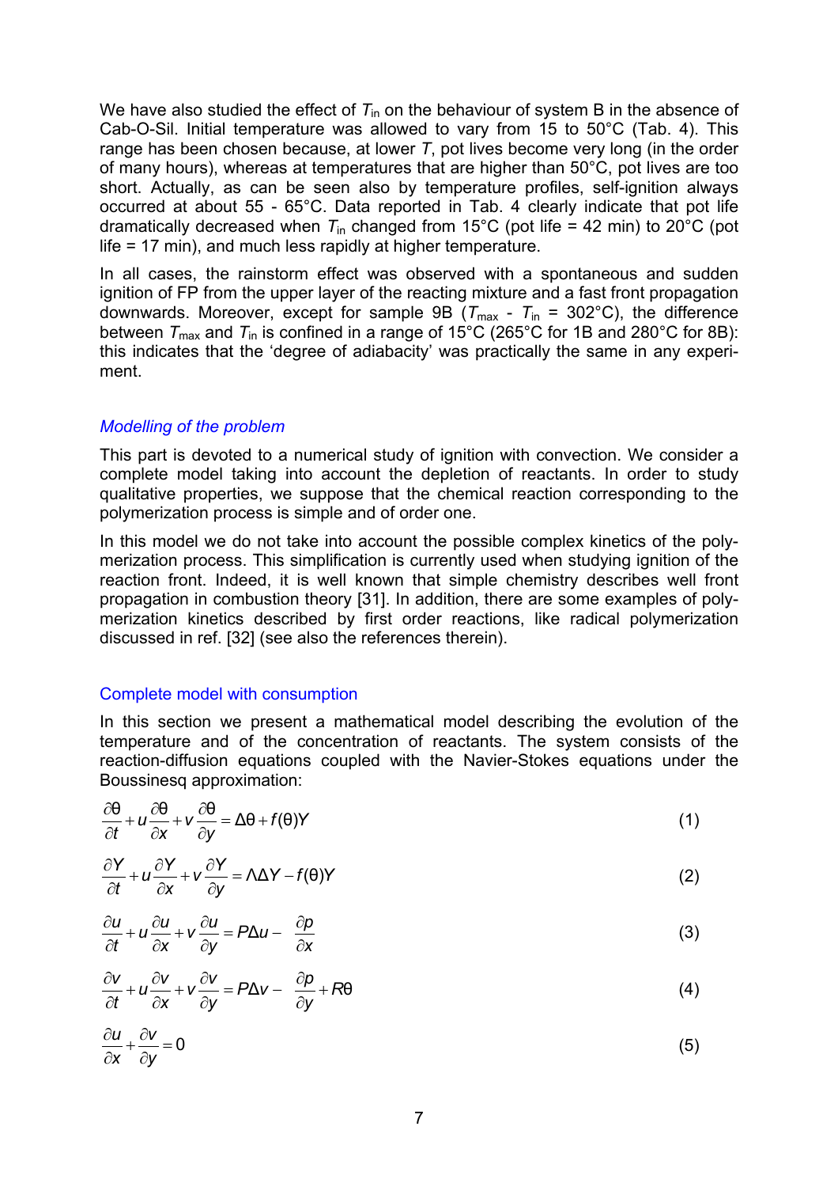We have also studied the effect of $T_{in}$ on the behaviour of system B in the absence of Cab-O-Sil. Initial temperature was allowed to vary from 15 to 50°C (Tab. 4). This range has been chosen because, at lower $T$, pot lives become very long (in the order of many hours), whereas at temperatures that are higher than 50°C, pot lives are too short. Actually, as can be seen also by temperature profiles, self-ignition always occurred at about 55 - 65°C. Data reported in Tab. 4 clearly indicate that pot life dramatically decreased when $T_{in}$ changed from 15°C (pot life = 42 min) to 20°C (pot life = 17 min), and much less rapidly at higher temperature.

In all cases, the rainstorm effect was observed with a spontaneous and sudden ignition of FP from the upper layer of the reacting mixture and a fast front propagation downwards. Moreover, except for sample 9B ($T_{max}$ - $T_{in}$ = 302°C), the difference between $T_{max}$ and $T_{in}$ is confined in a range of 15°C (265°C for 1B and 280°C for 8B): this indicates that the 'degree of adiabacity' was practically the same in any experiment.

## *Modelling of the problem*

This part is devoted to a numerical study of ignition with convection. We consider a complete model taking into account the depletion of reactants. In order to study qualitative properties, we suppose that the chemical reaction corresponding to the polymerization process is simple and of order one.

In this model we do not take into account the possible complex kinetics of the polymerization process. This simplification is currently used when studying ignition of the reaction front. Indeed, it is well known that simple chemistry describes well front propagation in combustion theory [31]. In addition, there are some examples of polymerization kinetics described by first order reactions, like radical polymerization discussed in ref. [32] (see also the references therein).

### Complete model with consumption

In this section we present a mathematical model describing the evolution of the temperature and of the concentration of reactants. The system consists of the reaction-diffusion equations coupled with the Navier-Stokes equations under the Boussinesq approximation:

$$\frac{\partial \theta}{\partial t} + u\frac{\partial \theta}{\partial x} + v\frac{\partial \theta}{\partial y} = \Delta\theta + f(\theta)Y \qquad (1)$$

$$\frac{\partial Y}{\partial t} + u\frac{\partial Y}{\partial x} + v\frac{\partial Y}{\partial y} = \Lambda\Delta Y - f(\theta)Y \qquad (2)$$

$$\frac{\partial u}{\partial t} + u\frac{\partial u}{\partial x} + v\frac{\partial u}{\partial y} = P\Delta u - \frac{\partial p}{\partial x} \qquad (3)$$

$$\frac{\partial v}{\partial t} + u\frac{\partial v}{\partial x} + v\frac{\partial v}{\partial y} = P\Delta v - \frac{\partial p}{\partial y} + R\theta \qquad (4)$$

$$\frac{\partial u}{\partial x} + \frac{\partial v}{\partial y} = 0 \qquad (5)$$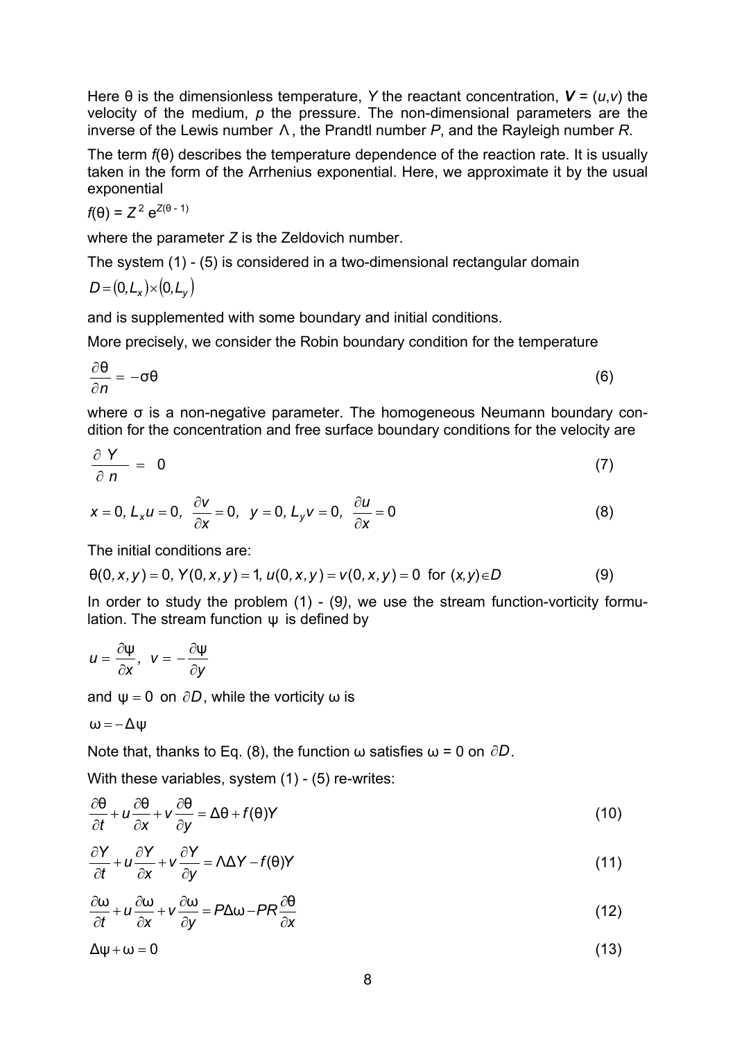Here θ is the dimensionless temperature, $Y$ the reactant concentration, $\boldsymbol{V} = (u,v)$ the velocity of the medium, $p$ the pressure. The non-dimensional parameters are the inverse of the Lewis number $\Lambda$, the Prandtl number $P$, and the Rayleigh number $R$.

The term $f(\theta)$ describes the temperature dependence of the reaction rate. It is usually taken in the form of the Arrhenius exponential. Here, we approximate it by the usual exponential

$f(\theta) = Z^2 \, e^{Z(\theta - 1)}$

where the parameter $Z$ is the Zeldovich number.

The system (1) - (5) is considered in a two-dimensional rectangular domain

$D = (0, L_x) \times (0, L_y)$

and is supplemented with some boundary and initial conditions.

More precisely, we consider the Robin boundary condition for the temperature

$$\frac{\partial \theta}{\partial n} = -\sigma\theta \tag{6}$$

where σ is a non-negative parameter. The homogeneous Neumann boundary condition for the concentration and free surface boundary conditions for the velocity are

$$\frac{\partial Y}{\partial n} = 0 \tag{7}$$

$$x = 0, L_x u = 0, \; \frac{\partial v}{\partial x} = 0, \; \; y = 0, L_y v = 0, \; \frac{\partial u}{\partial x} = 0 \tag{8}$$

The initial conditions are:

$$\theta(0, x, y) = 0, \; Y(0, x, y) = 1, \; u(0, x, y) = v(0, x, y) = 0 \; \text{ for } (x, y) \in D \tag{9}$$

In order to study the problem (1) - (9), we use the stream function-vorticity formulation. The stream function ψ is defined by

$$u = \frac{\partial \psi}{\partial x}, \; \; v = -\frac{\partial \psi}{\partial y}$$

and $\psi = 0$ on $\partial D$, while the vorticity ω is

$\omega = -\Delta\psi$

Note that, thanks to Eq. (8), the function ω satisfies ω = 0 on $\partial D$.

With these variables, system (1) - (5) re-writes:

$$\frac{\partial \theta}{\partial t} + u\frac{\partial \theta}{\partial x} + v\frac{\partial \theta}{\partial y} = \Delta\theta + f(\theta)Y \tag{10}$$

$$\frac{\partial Y}{\partial t} + u\frac{\partial Y}{\partial x} + v\frac{\partial Y}{\partial y} = \Lambda\Delta Y - f(\theta)Y \tag{11}$$

$$\frac{\partial \omega}{\partial t} + u\frac{\partial \omega}{\partial x} + v\frac{\partial \omega}{\partial y} = P\Delta\omega - PR\frac{\partial \theta}{\partial x} \tag{12}$$

$$\Delta\psi + \omega = 0 \tag{13}$$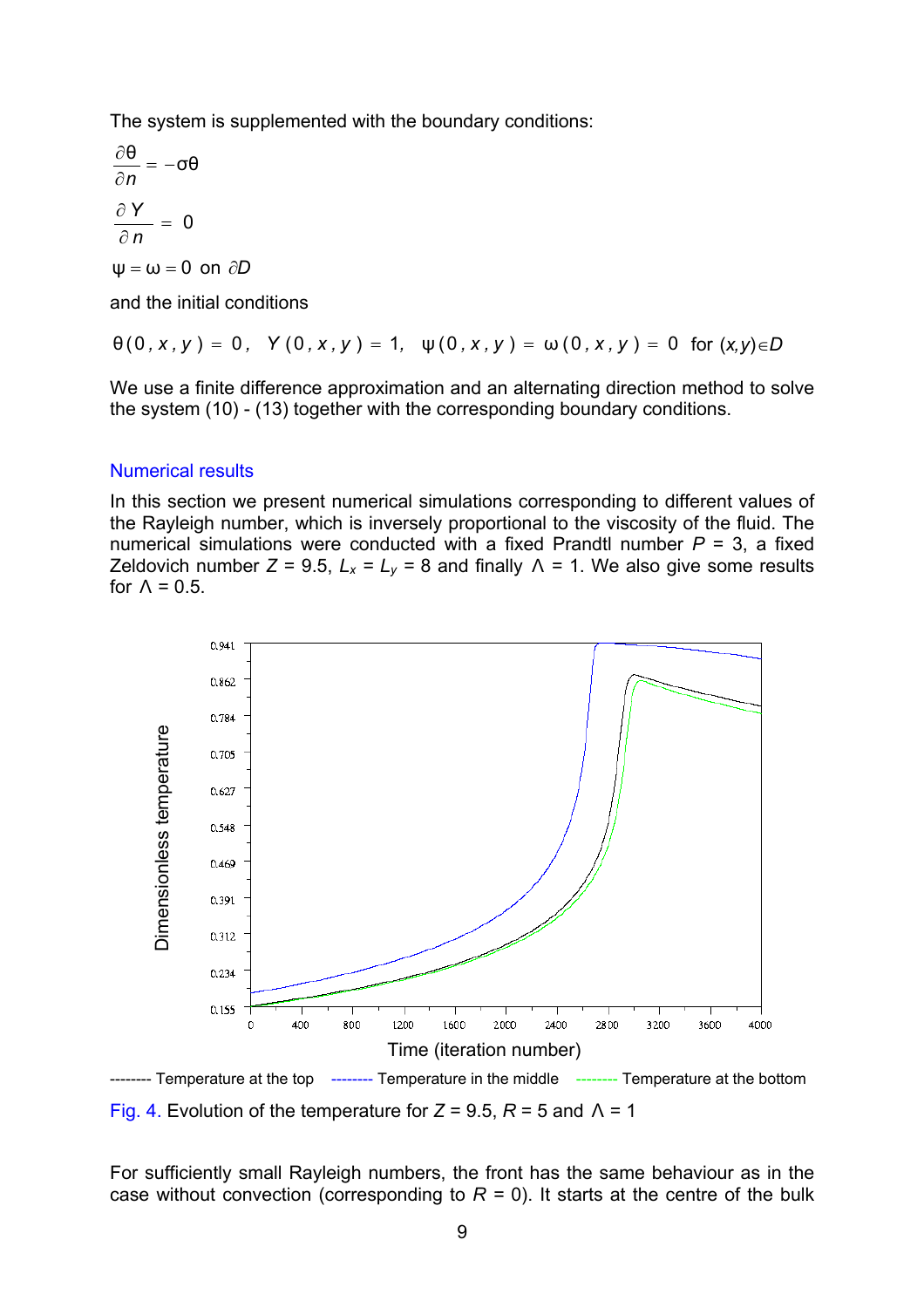The system is supplemented with the boundary conditions:

$$\frac{\partial \theta}{\partial n} = -\sigma\theta$$

$$\frac{\partial Y}{\partial n} = 0$$

$$\psi = \omega = 0 \text{ on } \partial D$$

and the initial conditions

$$\theta(0, x, y) = 0, \quad Y(0, x, y) = 1, \quad \psi(0, x, y) = \omega(0, x, y) = 0 \quad \text{for } (x,y) \in D$$

We use a finite difference approximation and an alternating direction method to solve the system (10) - (13) together with the corresponding boundary conditions.

## Numerical results

In this section we present numerical simulations corresponding to different values of the Rayleigh number, which is inversely proportional to the viscosity of the fluid. The numerical simulations were conducted with a fixed Prandtl number $P$ = 3, a fixed Zeldovich number $Z$ = 9.5, $L_x$ = $L_y$ = 8 and finally $\Lambda$ = 1. We also give some results for $\Lambda$ = 0.5.

-------- Temperature at the top -------- Temperature in the middle -------- Temperature at the bottom

Fig. 4. Evolution of the temperature for $Z$ = 9.5, $R$ = 5 and $\Lambda$ = 1

For sufficiently small Rayleigh numbers, the front has the same behaviour as in the case without convection (corresponding to $R$ = 0). It starts at the centre of the bulk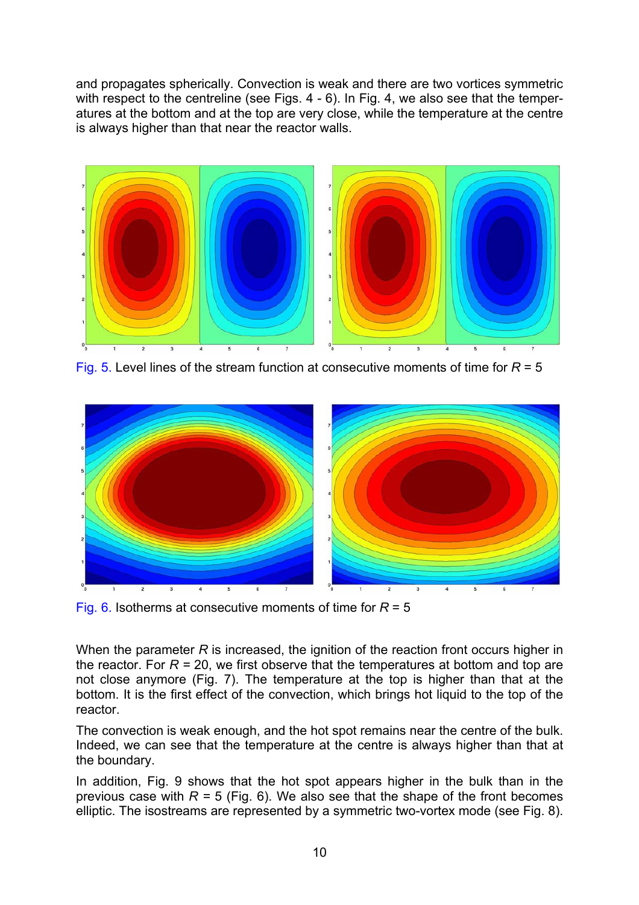and propagates spherically. Convection is weak and there are two vortices symmetric with respect to the centreline (see Figs. 4 - 6). In Fig. 4, we also see that the temperatures at the bottom and at the top are very close, while the temperature at the centre is always higher than that near the reactor walls.

Fig. 5. Level lines of the stream function at consecutive moments of time for $R = 5$

Fig. 6. Isotherms at consecutive moments of time for $R = 5$

When the parameter $R$ is increased, the ignition of the reaction front occurs higher in the reactor. For $R = 20$, we first observe that the temperatures at bottom and top are not close anymore (Fig. 7). The temperature at the top is higher than that at the bottom. It is the first effect of the convection, which brings hot liquid to the top of the reactor.

The convection is weak enough, and the hot spot remains near the centre of the bulk. Indeed, we can see that the temperature at the centre is always higher than that at the boundary.

In addition, Fig. 9 shows that the hot spot appears higher in the bulk than in the previous case with $R = 5$ (Fig. 6). We also see that the shape of the front becomes elliptic. The isostreams are represented by a symmetric two-vortex mode (see Fig. 8).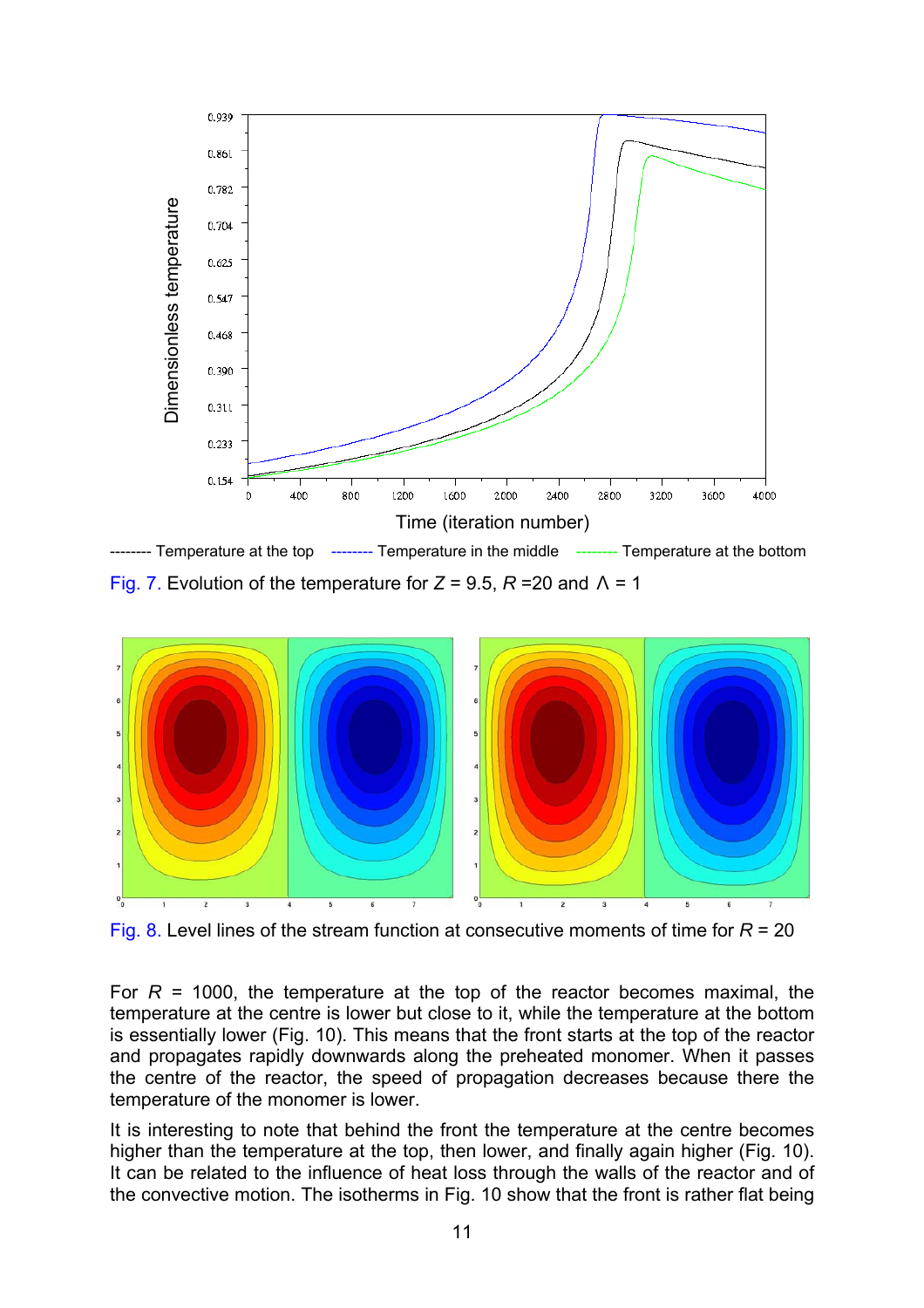-------- Temperature at the top -------- Temperature in the middle -------- Temperature at the bottom

Fig. 7. Evolution of the temperature for $Z$ = 9.5, $R$ =20 and $\Lambda$ = 1

Fig. 8. Level lines of the stream function at consecutive moments of time for $R$ = 20

For $R$ = 1000, the temperature at the top of the reactor becomes maximal, the temperature at the centre is lower but close to it, while the temperature at the bottom is essentially lower (Fig. 10). This means that the front starts at the top of the reactor and propagates rapidly downwards along the preheated monomer. When it passes the centre of the reactor, the speed of propagation decreases because there the temperature of the monomer is lower.

It is interesting to note that behind the front the temperature at the centre becomes higher than the temperature at the top, then lower, and finally again higher (Fig. 10). It can be related to the influence of heat loss through the walls of the reactor and of the convective motion. The isotherms in Fig. 10 show that the front is rather flat being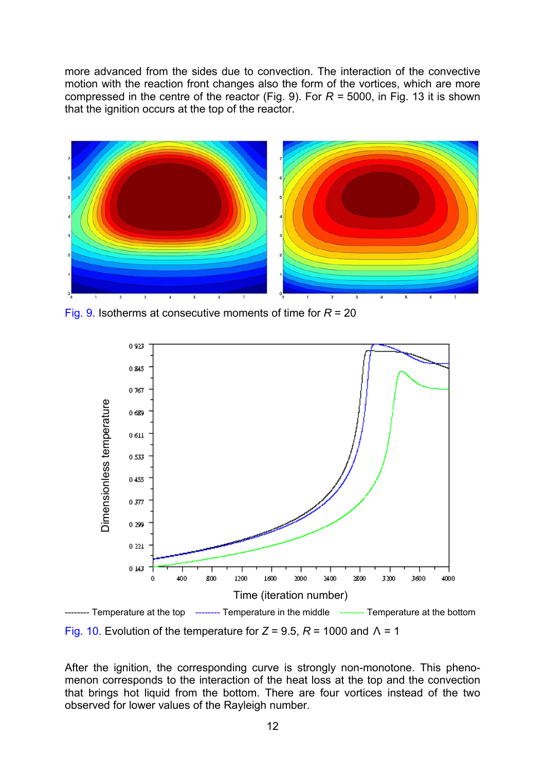more advanced from the sides due to convection. The interaction of the convective motion with the reaction front changes also the form of the vortices, which are more compressed in the centre of the reactor (Fig. 9). For $R$ = 5000, in Fig. 13 it is shown that the ignition occurs at the top of the reactor.

Fig. 9. Isotherms at consecutive moments of time for $R$ = 20

-------- Temperature at the top -------- Temperature in the middle -------- Temperature at the bottom

Fig. 10. Evolution of the temperature for $Z$ = 9.5, $R$ = 1000 and $\Lambda$ = 1

After the ignition, the corresponding curve is strongly non-monotone. This phenomenon corresponds to the interaction of the heat loss at the top and the convection that brings hot liquid from the bottom. There are four vortices instead of the two observed for lower values of the Rayleigh number.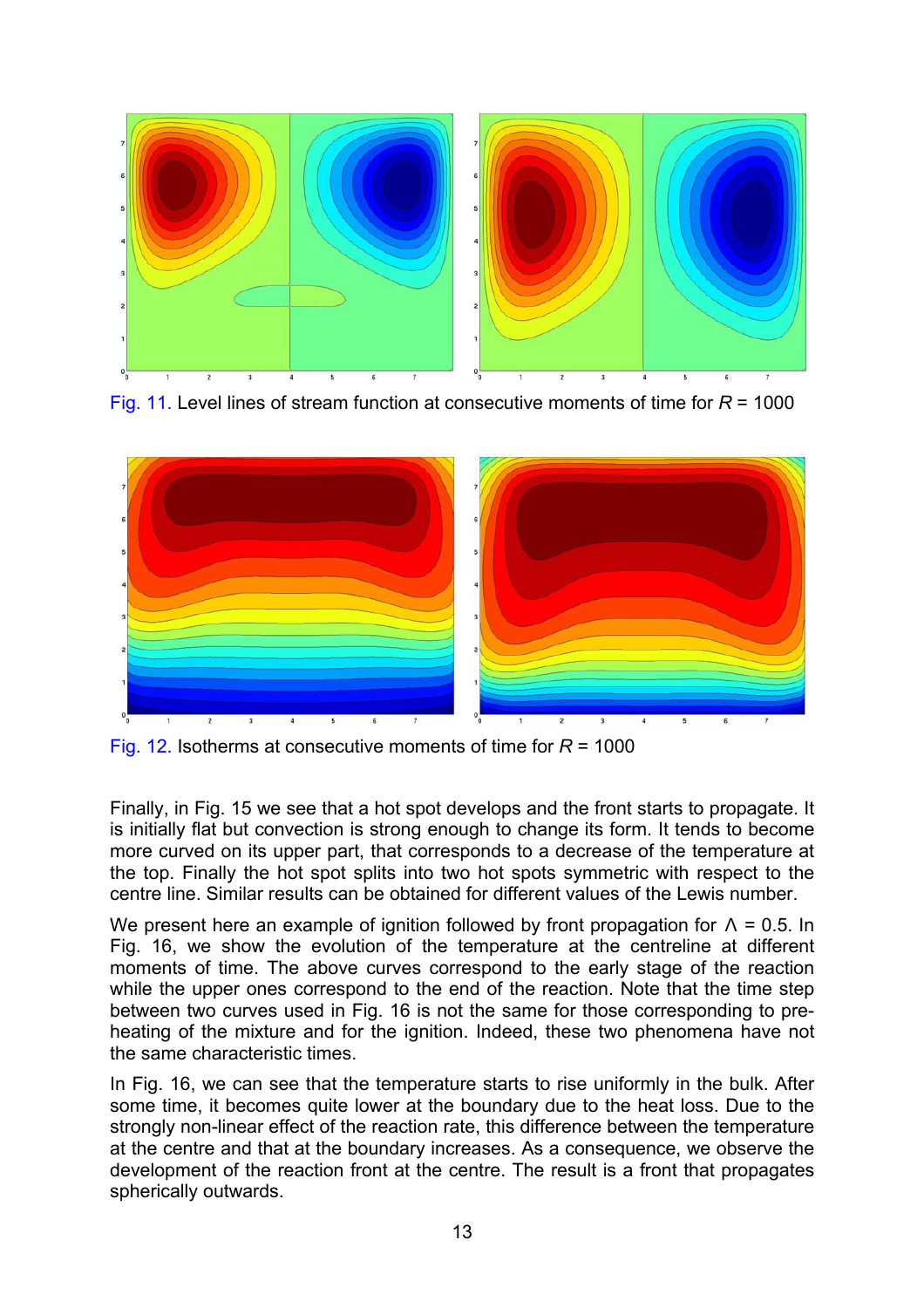Fig. 11. Level lines of stream function at consecutive moments of time for $R = 1000$

Fig. 12. Isotherms at consecutive moments of time for $R = 1000$

Finally, in Fig. 15 we see that a hot spot develops and the front starts to propagate. It is initially flat but convection is strong enough to change its form. It tends to become more curved on its upper part, that corresponds to a decrease of the temperature at the top. Finally the hot spot splits into two hot spots symmetric with respect to the centre line. Similar results can be obtained for different values of the Lewis number.

We present here an example of ignition followed by front propagation for $\Lambda = 0.5$. In Fig. 16, we show the evolution of the temperature at the centreline at different moments of time. The above curves correspond to the early stage of the reaction while the upper ones correspond to the end of the reaction. Note that the time step between two curves used in Fig. 16 is not the same for those corresponding to pre-heating of the mixture and for the ignition. Indeed, these two phenomena have not the same characteristic times.

In Fig. 16, we can see that the temperature starts to rise uniformly in the bulk. After some time, it becomes quite lower at the boundary due to the heat loss. Due to the strongly non-linear effect of the reaction rate, this difference between the temperature at the centre and that at the boundary increases. As a consequence, we observe the development of the reaction front at the centre. The result is a front that propagates spherically outwards.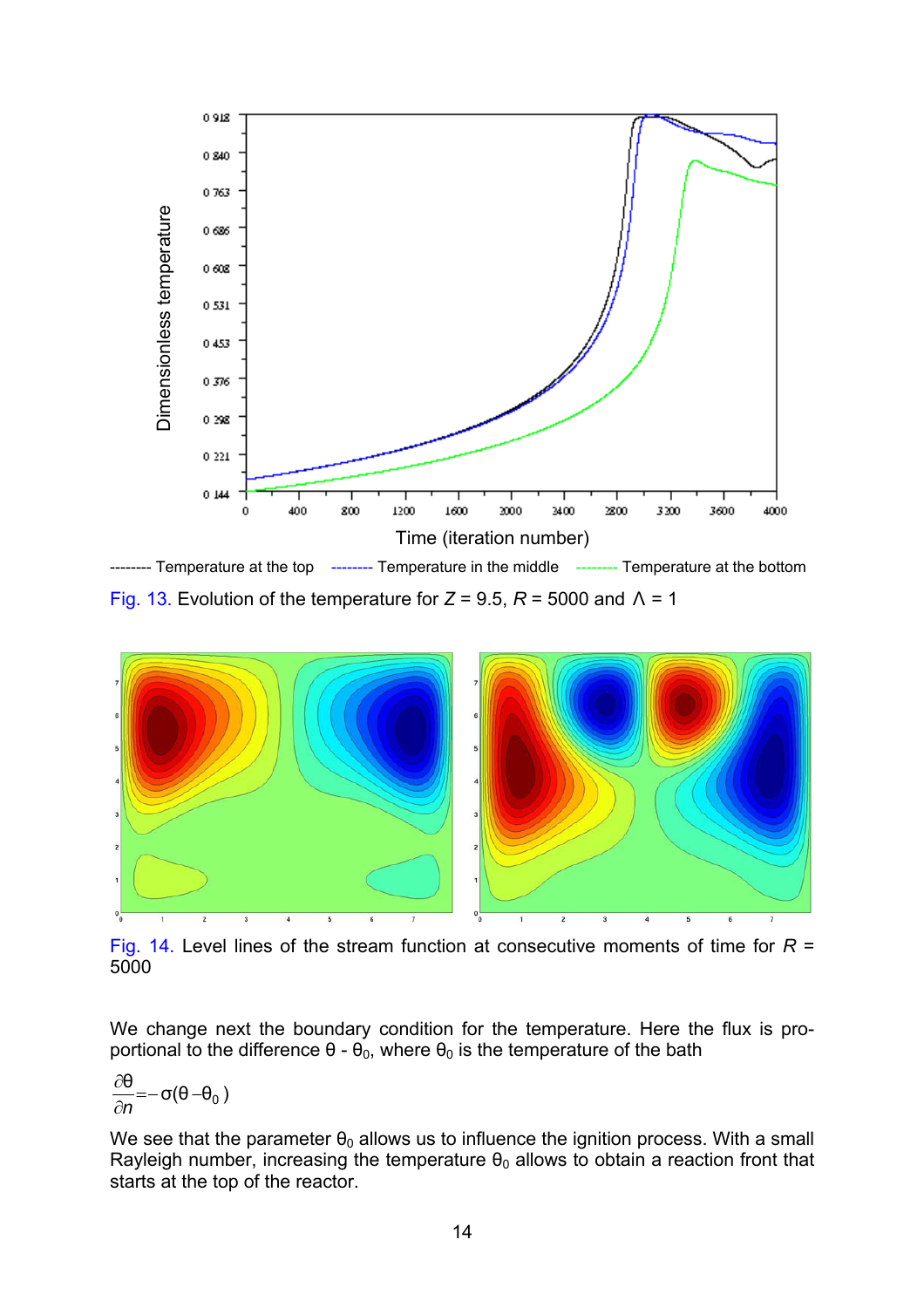-------- Temperature at the top -------- Temperature in the middle -------- Temperature at the bottom

Fig. 13. Evolution of the temperature for $Z = 9.5$, $R = 5000$ and $\Lambda = 1$

Fig. 14. Level lines of the stream function at consecutive moments of time for $R = 5000$

We change next the boundary condition for the temperature. Here the flux is proportional to the difference $\theta - \theta_0$, where $\theta_0$ is the temperature of the bath

$$\frac{\partial \theta}{\partial n} = -\sigma(\theta - \theta_0)$$

We see that the parameter $\theta_0$ allows us to influence the ignition process. With a small Rayleigh number, increasing the temperature $\theta_0$ allows to obtain a reaction front that starts at the top of the reactor.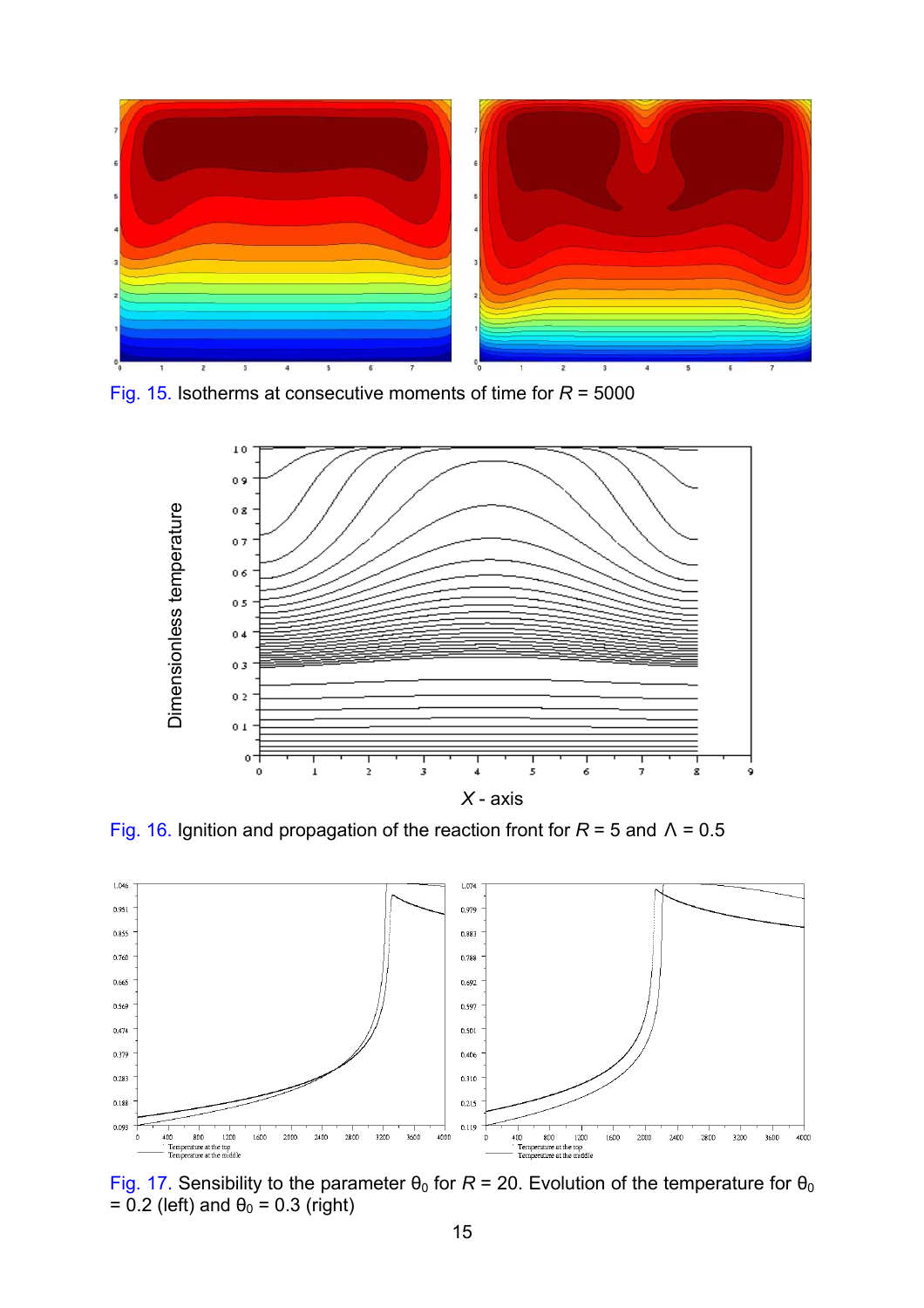Fig. 15. Isotherms at consecutive moments of time for $R$ = 5000

Fig. 16. Ignition and propagation of the reaction front for $R$ = 5 and $\Lambda$ = 0.5

Fig. 17. Sensibility to the parameter $\theta_0$ for $R$ = 20. Evolution of the temperature for $\theta_0$ = 0.2 (left) and $\theta_0$ = 0.3 (right)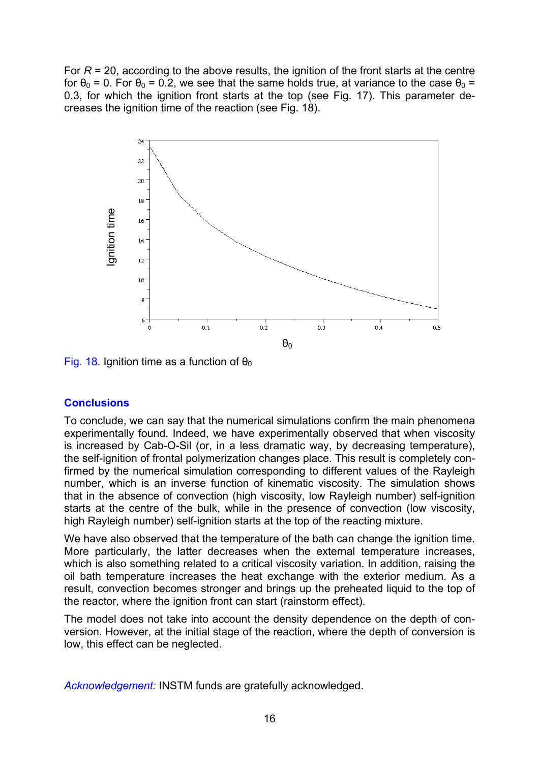For $R$ = 20, according to the above results, the ignition of the front starts at the centre for $\theta_0$ = 0. For $\theta_0$ = 0.2, we see that the same holds true, at variance to the case $\theta_0$ = 0.3, for which the ignition front starts at the top (see Fig. 17). This parameter decreases the ignition time of the reaction (see Fig. 18).

Fig. 18. Ignition time as a function of $\theta_0$

## Conclusions

To conclude, we can say that the numerical simulations confirm the main phenomena experimentally found. Indeed, we have experimentally observed that when viscosity is increased by Cab-O-Sil (or, in a less dramatic way, by decreasing temperature), the self-ignition of frontal polymerization changes place. This result is completely confirmed by the numerical simulation corresponding to different values of the Rayleigh number, which is an inverse function of kinematic viscosity. The simulation shows that in the absence of convection (high viscosity, low Rayleigh number) self-ignition starts at the centre of the bulk, while in the presence of convection (low viscosity, high Rayleigh number) self-ignition starts at the top of the reacting mixture.

We have also observed that the temperature of the bath can change the ignition time. More particularly, the latter decreases when the external temperature increases, which is also something related to a critical viscosity variation. In addition, raising the oil bath temperature increases the heat exchange with the exterior medium. As a result, convection becomes stronger and brings up the preheated liquid to the top of the reactor, where the ignition front can start (rainstorm effect).

The model does not take into account the density dependence on the depth of conversion. However, at the initial stage of the reaction, where the depth of conversion is low, this effect can be neglected.

*Acknowledgement:* INSTM funds are gratefully acknowledged.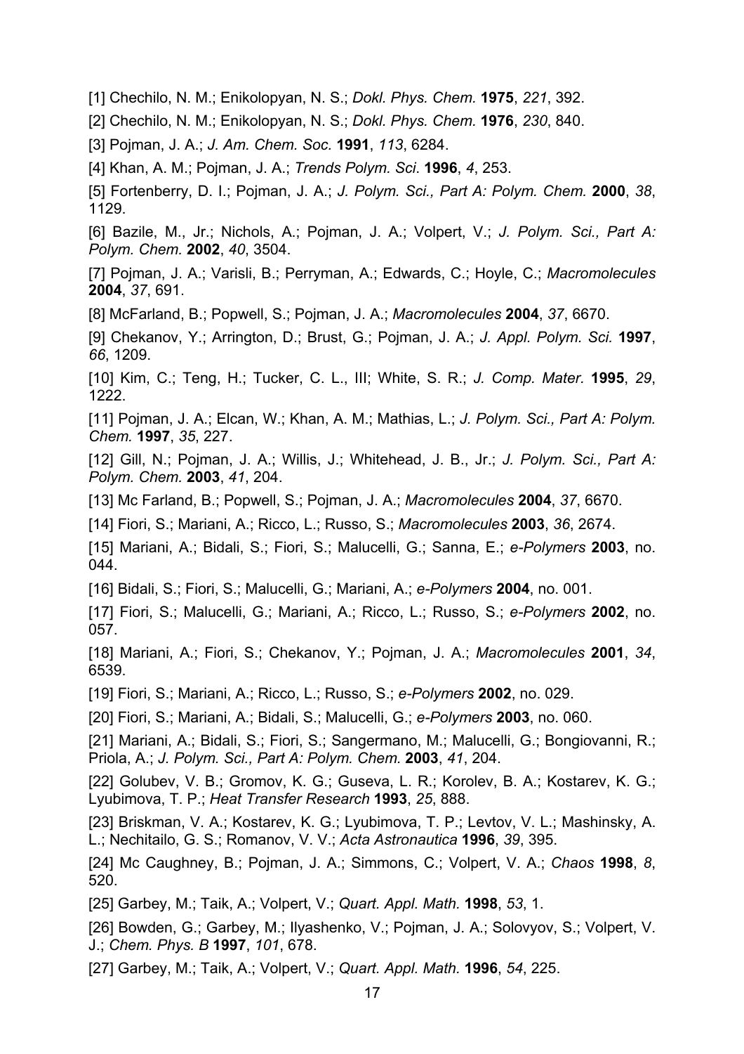[1] Chechilo, N. M.; Enikolopyan, N. S.; *Dokl. Phys. Chem.* **1975**, *221*, 392.

[2] Chechilo, N. M.; Enikolopyan, N. S.; *Dokl. Phys. Chem.* **1976**, *230*, 840.

[3] Pojman, J. A.; *J. Am. Chem. Soc.* **1991**, *113*, 6284.

[4] Khan, A. M.; Pojman, J. A.; *Trends Polym. Sci.* **1996**, *4*, 253.

[5] Fortenberry, D. I.; Pojman, J. A.; *J. Polym. Sci., Part A: Polym. Chem.* **2000**, *38*, 1129.

[6] Bazile, M., Jr.; Nichols, A.; Pojman, J. A.; Volpert, V.; *J. Polym. Sci., Part A: Polym. Chem.* **2002**, *40*, 3504.

[7] Pojman, J. A.; Varisli, B.; Perryman, A.; Edwards, C.; Hoyle, C.; *Macromolecules* **2004**, *37*, 691.

[8] McFarland, B.; Popwell, S.; Pojman, J. A.; *Macromolecules* **2004**, *37*, 6670.

[9] Chekanov, Y.; Arrington, D.; Brust, G.; Pojman, J. A.; *J. Appl. Polym. Sci.* **1997**, *66*, 1209.

[10] Kim, C.; Teng, H.; Tucker, C. L., III; White, S. R.; *J. Comp. Mater.* **1995**, *29*, 1222.

[11] Pojman, J. A.; Elcan, W.; Khan, A. M.; Mathias, L.; *J. Polym. Sci., Part A: Polym. Chem.* **1997**, *35*, 227.

[12] Gill, N.; Pojman, J. A.; Willis, J.; Whitehead, J. B., Jr.; *J. Polym. Sci., Part A: Polym. Chem.* **2003**, *41*, 204.

[13] Mc Farland, B.; Popwell, S.; Pojman, J. A.; *Macromolecules* **2004**, *37*, 6670.

[14] Fiori, S.; Mariani, A.; Ricco, L.; Russo, S.; *Macromolecules* **2003**, *36*, 2674.

[15] Mariani, A.; Bidali, S.; Fiori, S.; Malucelli, G.; Sanna, E.; *e-Polymers* **2003**, no. 044.

[16] Bidali, S.; Fiori, S.; Malucelli, G.; Mariani, A.; *e-Polymers* **2004**, no. 001.

[17] Fiori, S.; Malucelli, G.; Mariani, A.; Ricco, L.; Russo, S.; *e-Polymers* **2002**, no. 057.

[18] Mariani, A.; Fiori, S.; Chekanov, Y.; Pojman, J. A.; *Macromolecules* **2001**, *34*, 6539.

[19] Fiori, S.; Mariani, A.; Ricco, L.; Russo, S.; *e-Polymers* **2002**, no. 029.

[20] Fiori, S.; Mariani, A.; Bidali, S.; Malucelli, G.; *e-Polymers* **2003**, no. 060.

[21] Mariani, A.; Bidali, S.; Fiori, S.; Sangermano, M.; Malucelli, G.; Bongiovanni, R.; Priola, A.; *J. Polym. Sci., Part A: Polym. Chem.* **2003**, *41*, 204.

[22] Golubev, V. B.; Gromov, K. G.; Guseva, L. R.; Korolev, B. A.; Kostarev, K. G.; Lyubimova, T. P.; *Heat Transfer Research* **1993**, *25*, 888.

[23] Briskman, V. A.; Kostarev, K. G.; Lyubimova, T. P.; Levtov, V. L.; Mashinsky, A. L.; Nechitailo, G. S.; Romanov, V. V.; *Acta Astronautica* **1996**, *39*, 395.

[24] Mc Caughney, B.; Pojman, J. A.; Simmons, C.; Volpert, V. A.; *Chaos* **1998**, *8*, 520.

[25] Garbey, M.; Taik, A.; Volpert, V.; *Quart. Appl. Math.* **1998**, *53*, 1.

[26] Bowden, G.; Garbey, M.; Ilyashenko, V.; Pojman, J. A.; Solovyov, S.; Volpert, V. J.; *Chem. Phys. B* **1997**, *101*, 678.

[27] Garbey, M.; Taik, A.; Volpert, V.; *Quart. Appl. Math.* **1996**, *54*, 225.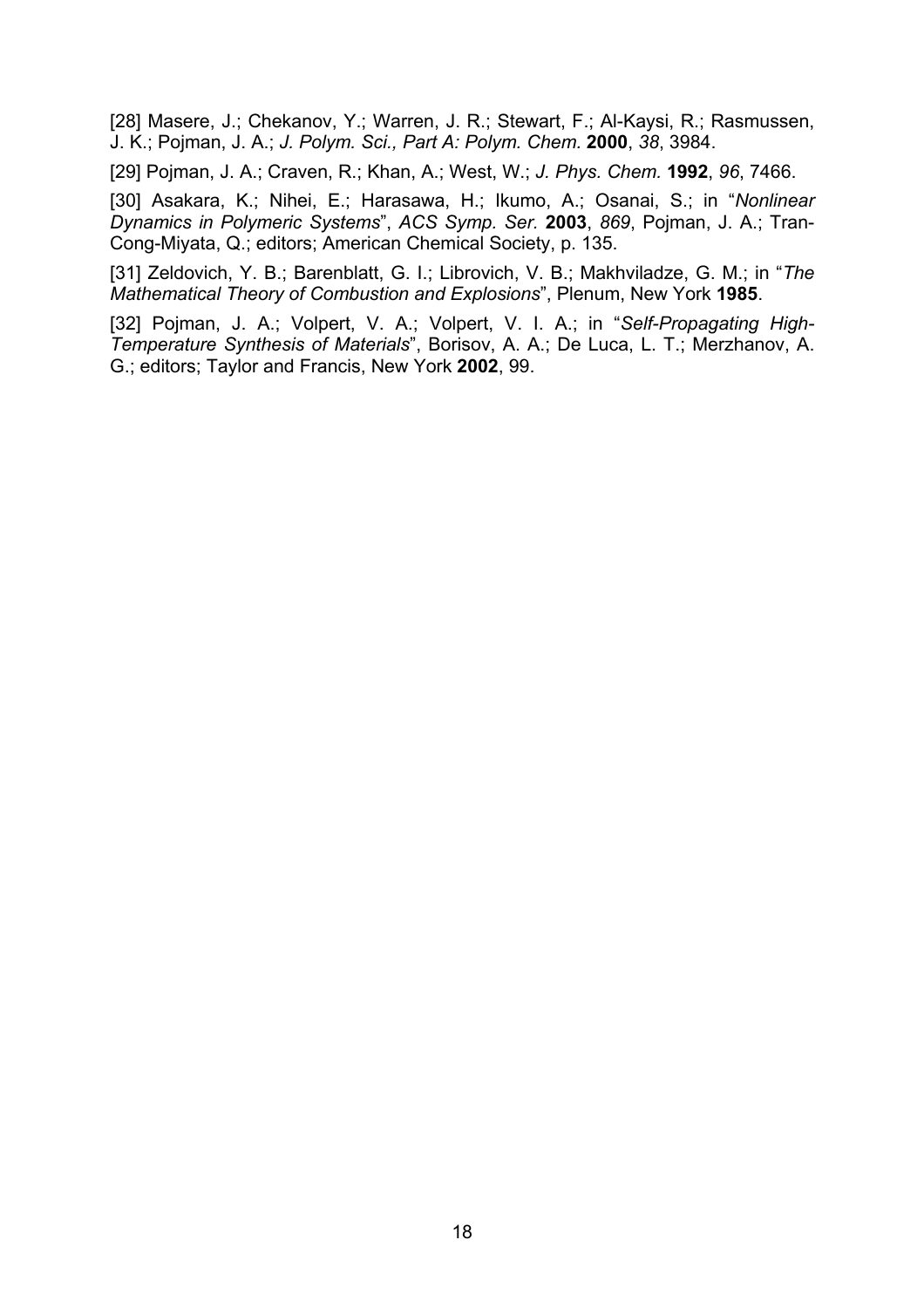[28] Masere, J.; Chekanov, Y.; Warren, J. R.; Stewart, F.; Al-Kaysi, R.; Rasmussen, J. K.; Pojman, J. A.; *J. Polym. Sci., Part A: Polym. Chem.* **2000**, *38*, 3984.

[29] Pojman, J. A.; Craven, R.; Khan, A.; West, W.; *J. Phys. Chem.* **1992**, *96*, 7466.

[30] Asakara, K.; Nihei, E.; Harasawa, H.; Ikumo, A.; Osanai, S.; in "*Nonlinear Dynamics in Polymeric Systems*", *ACS Symp. Ser.* **2003**, *869*, Pojman, J. A.; Tran-Cong-Miyata, Q.; editors; American Chemical Society, p. 135.

[31] Zeldovich, Y. B.; Barenblatt, G. I.; Librovich, V. B.; Makhviladze, G. M.; in "*The Mathematical Theory of Combustion and Explosions*", Plenum, New York **1985**.

[32] Pojman, J. A.; Volpert, V. A.; Volpert, V. I. A.; in "*Self-Propagating High-Temperature Synthesis of Materials*", Borisov, A. A.; De Luca, L. T.; Merzhanov, A. G.; editors; Taylor and Francis, New York **2002**, 99.